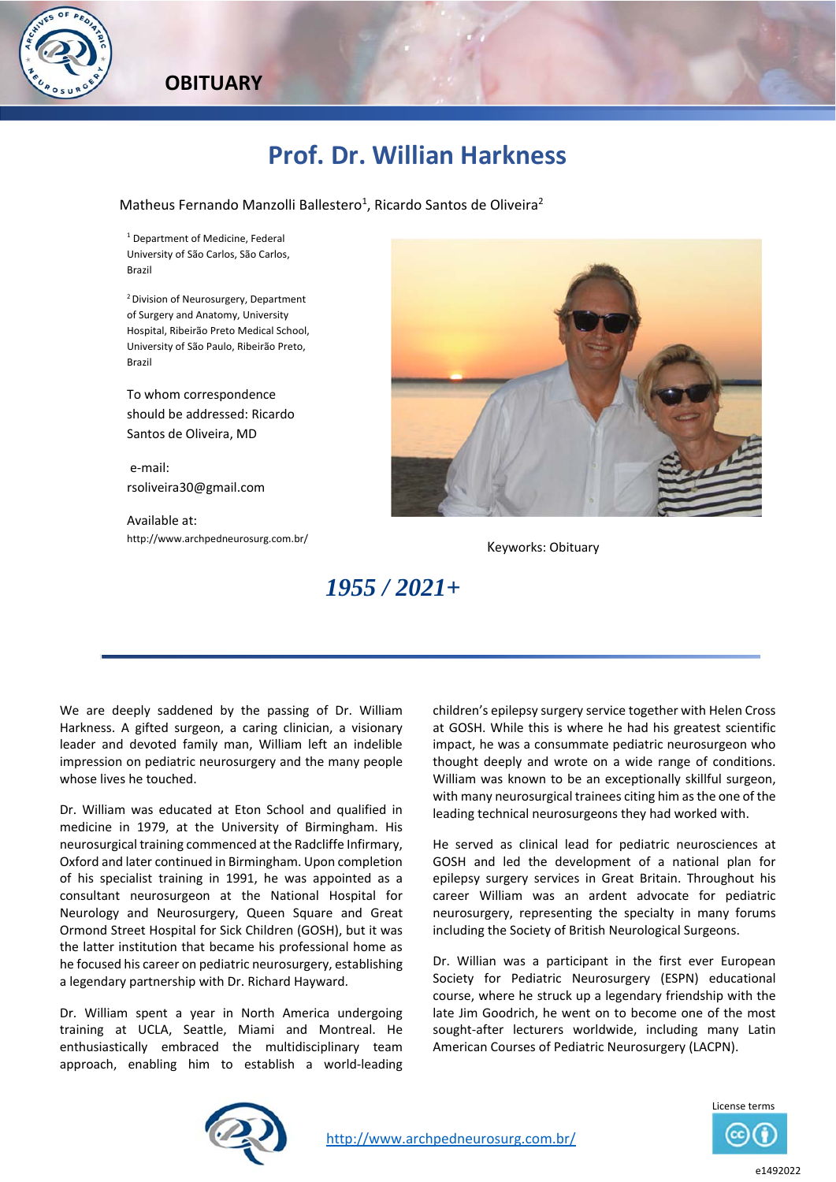OBITUARY

# Prof. Dr. Willian Harkness

Matheus Fernando Manzolli Ballestero[1], Ricardo Santos de Oliveira[2]

[1] Department of Medicine, Federal University of São Carlos, São Carlos, Brazil

[2] Division of Neurosurgery, Department of Surgery and Anatomy, University Hospital, Ribeirão Preto Medical School, University of São Paulo, Ribeirão Preto, Brazil

To whom correspondence should be addressed: Ricardo Santos de Oliveira, MD

e-mail: rsoliveira30@gmail.com

Available at: http://www.archpedneurosurg.com.br/

Keyworks: Obituary

***1955 / 2021+***

We are deeply saddened by the passing of Dr. William Harkness. A gifted surgeon, a caring clinician, a visionary leader and devoted family man, William left an indelible impression on pediatric neurosurgery and the many people whose lives he touched.

Dr. William was educated at Eton School and qualified in medicine in 1979, at the University of Birmingham. His neurosurgical training commenced at the Radcliffe Infirmary, Oxford and later continued in Birmingham. Upon completion of his specialist training in 1991, he was appointed as a consultant neurosurgeon at the National Hospital for Neurology and Neurosurgery, Queen Square and Great Ormond Street Hospital for Sick Children (GOSH), but it was the latter institution that became his professional home as he focused his career on pediatric neurosurgery, establishing a legendary partnership with Dr. Richard Hayward.

Dr. William spent a year in North America undergoing training at UCLA, Seattle, Miami and Montreal. He enthusiastically embraced the multidisciplinary team approach, enabling him to establish a world-leading children's epilepsy surgery service together with Helen Cross at GOSH. While this is where he had his greatest scientific impact, he was a consummate pediatric neurosurgeon who thought deeply and wrote on a wide range of conditions. William was known to be an exceptionally skillful surgeon, with many neurosurgical trainees citing him as the one of the leading technical neurosurgeons they had worked with.

He served as clinical lead for pediatric neurosciences at GOSH and led the development of a national plan for epilepsy surgery services in Great Britain. Throughout his career William was an ardent advocate for pediatric neurosurgery, representing the specialty in many forums including the Society of British Neurological Surgeons.

Dr. Willian was a participant in the first ever European Society for Pediatric Neurosurgery (ESPN) educational course, where he struck up a legendary friendship with the late Jim Goodrich, he went on to become one of the most sought-after lecturers worldwide, including many Latin American Courses of Pediatric Neurosurgery (LACPN).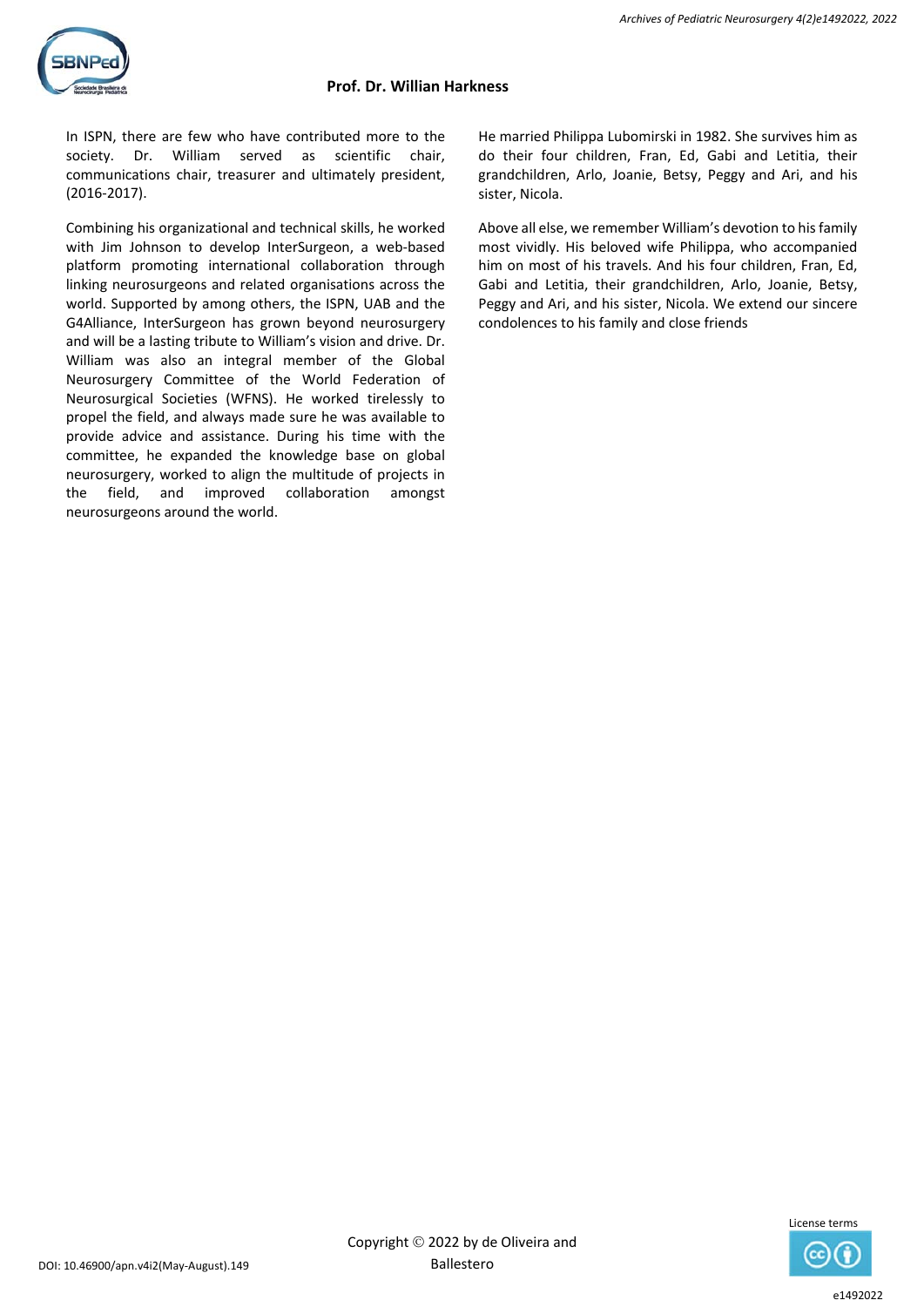In ISPN, there are few who have contributed more to the society. Dr. William served as scientific chair, communications chair, treasurer and ultimately president, (2016-2017).

Combining his organizational and technical skills, he worked with Jim Johnson to develop InterSurgeon, a web-based platform promoting international collaboration through linking neurosurgeons and related organisations across the world. Supported by among others, the ISPN, UAB and the G4Alliance, InterSurgeon has grown beyond neurosurgery and will be a lasting tribute to William's vision and drive. Dr. William was also an integral member of the Global Neurosurgery Committee of the World Federation of Neurosurgical Societies (WFNS). He worked tirelessly to propel the field, and always made sure he was available to provide advice and assistance. During his time with the committee, he expanded the knowledge base on global neurosurgery, worked to align the multitude of projects in the field, and improved collaboration amongst neurosurgeons around the world.

He married Philippa Lubomirski in 1982. She survives him as do their four children, Fran, Ed, Gabi and Letitia, their grandchildren, Arlo, Joanie, Betsy, Peggy and Ari, and his sister, Nicola.

Above all else, we remember William's devotion to his family most vividly. His beloved wife Philippa, who accompanied him on most of his travels. And his four children, Fran, Ed, Gabi and Letitia, their grandchildren, Arlo, Joanie, Betsy, Peggy and Ari, and his sister, Nicola. We extend our sincere condolences to his family and close friends

Copyright © 2022 by de Oliveira and Ballestero

License terms